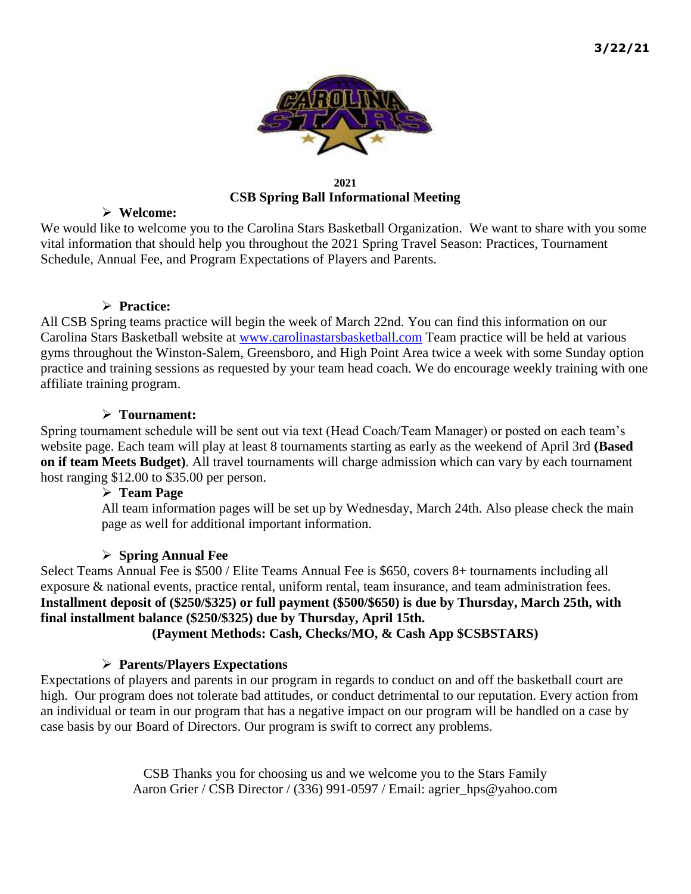3/22/21

**2021**

## CSB Spring Ball Informational Meeting

- **Welcome:**

We would like to welcome you to the Carolina Stars Basketball Organization. We want to share with you some vital information that should help you throughout the 2021 Spring Travel Season: Practices, Tournament Schedule, Annual Fee, and Program Expectations of Players and Parents.

- **Practice:**

All CSB Spring teams practice will begin the week of March 22nd. You can find this information on our Carolina Stars Basketball website at www.carolinastarsbasketball.com Team practice will be held at various gyms throughout the Winston-Salem, Greensboro, and High Point Area twice a week with some Sunday option practice and training sessions as requested by your team head coach. We do encourage weekly training with one affiliate training program.

- **Tournament:**

Spring tournament schedule will be sent out via text (Head Coach/Team Manager) or posted on each team's website page. Each team will play at least 8 tournaments starting as early as the weekend of April 3rd **(Based on if team Meets Budget)**. All travel tournaments will charge admission which can vary by each tournament host ranging $12.00 to $35.00 per person.

- **Team Page**

  All team information pages will be set up by Wednesday, March 24th. Also please check the main page as well for additional important information.

- **Spring Annual Fee**

Select Teams Annual Fee is $500 / Elite Teams Annual Fee is $650, covers 8+ tournaments including all exposure & national events, practice rental, uniform rental, team insurance, and team administration fees. **Installment deposit of ($250/$325) or full payment ($500/$650) is due by Thursday, March 25th, with final installment balance ($250/$325) due by Thursday, April 15th.**

**(Payment Methods: Cash, Checks/MO, & Cash App $CSBSTARS)**

- **Parents/Players Expectations**

Expectations of players and parents in our program in regards to conduct on and off the basketball court are high. Our program does not tolerate bad attitudes, or conduct detrimental to our reputation. Every action from an individual or team in our program that has a negative impact on our program will be handled on a case by case basis by our Board of Directors. Our program is swift to correct any problems.

CSB Thanks you for choosing us and we welcome you to the Stars Family
Aaron Grier / CSB Director / (336) 991-0597 / Email: agrier_hps@yahoo.com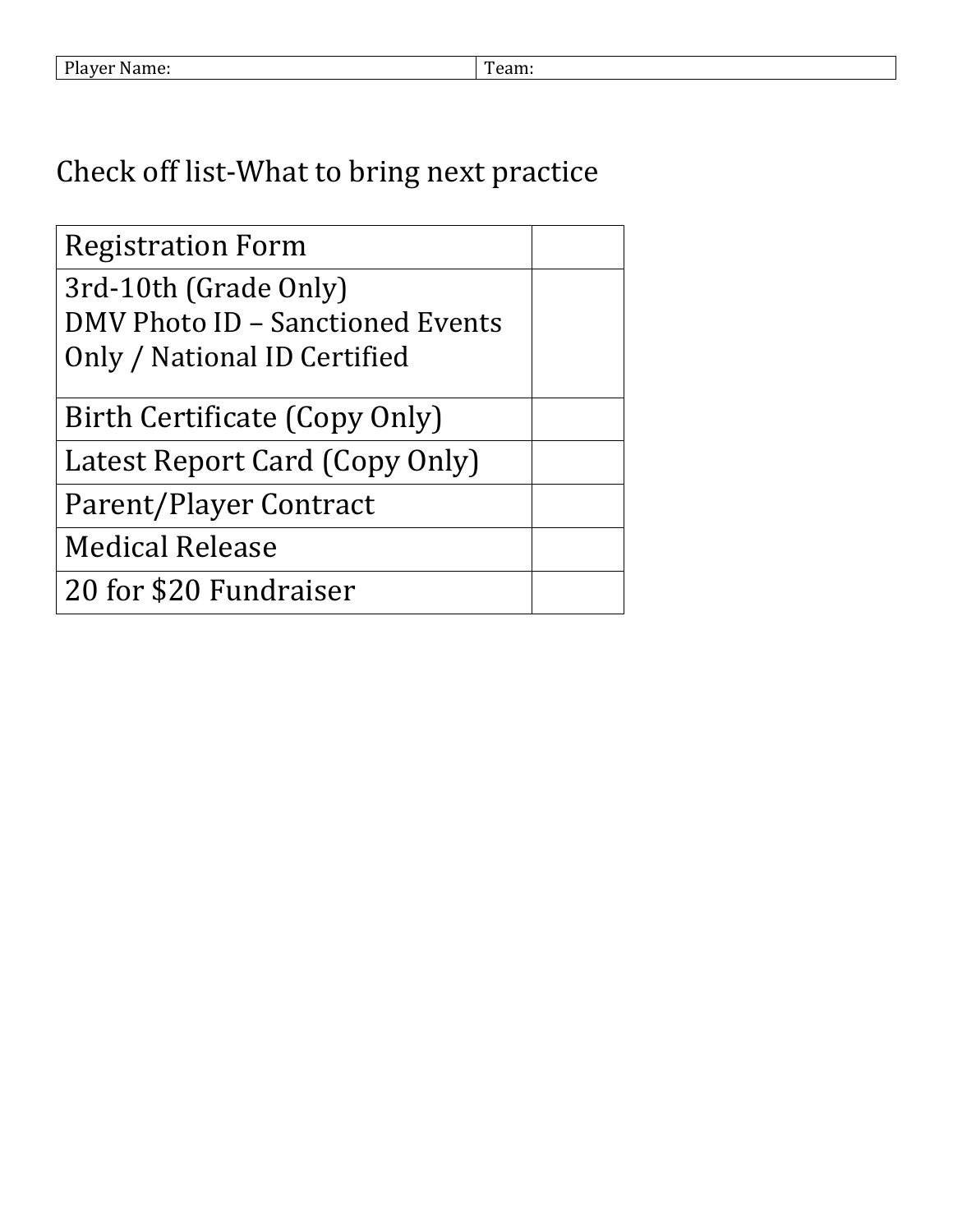| Player Name: | Team: |
|---|---|

# Check off list-What to bring next practice

| | |
|---|---|
| Registration Form | |
| 3rd-10th (Grade Only)<br>DMV Photo ID – Sanctioned Events Only / National ID Certified | |
| Birth Certificate (Copy Only) | |
| Latest Report Card (Copy Only) | |
| Parent/Player Contract | |
| Medical Release | |
| 20 for $20 Fundraiser | |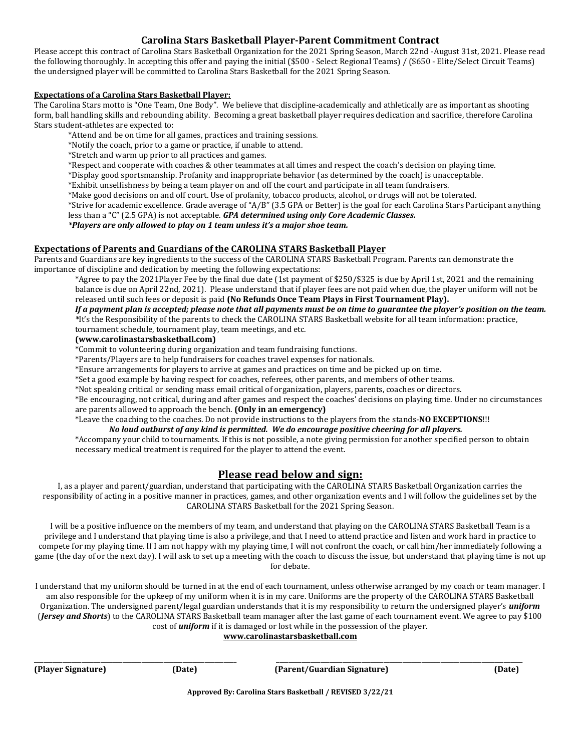## Carolina Stars Basketball Player-Parent Commitment Contract

Please accept this contract of Carolina Stars Basketball Organization for the 2021 Spring Season, March 22nd -August 31st, 2021. Please read the following thoroughly. In accepting this offer and paying the initial ($500 - Select Regional Teams) / ($650 - Elite/Select Circuit Teams) the undersigned player will be committed to Carolina Stars Basketball for the 2021 Spring Season.

**Expectations of a Carolina Stars Basketball Player:**

The Carolina Stars motto is "One Team, One Body". We believe that discipline-academically and athletically are as important as shooting form, ball handling skills and rebounding ability. Becoming a great basketball player requires dedication and sacrifice, therefore Carolina Stars student-athletes are expected to:

*Attend and be on time for all games, practices and training sessions.
*Notify the coach, prior to a game or practice, if unable to attend.
*Stretch and warm up prior to all practices and games.
*Respect and cooperate with coaches & other teammates at all times and respect the coach's decision on playing time.
*Display good sportsmanship. Profanity and inappropriate behavior (as determined by the coach) is unacceptable.
*Exhibit unselfishness by being a team player on and off the court and participate in all team fundraisers.
*Make good decisions on and off court. Use of profanity, tobacco products, alcohol, or drugs will not be tolerated.
*Strive for academic excellence. Grade average of "A/B" (3.5 GPA or Better) is the goal for each Carolina Stars Participant anything less than a "C" (2.5 GPA) is not acceptable. ***GPA determined using only Core Academic Classes.***
****Players are only allowed to play on 1 team unless it's a major shoe team.***

**Expectations of Parents and Guardians of the CAROLINA STARS Basketball Player**

Parents and Guardians are key ingredients to the success of the CAROLINA STARS Basketball Program. Parents can demonstrate the importance of discipline and dedication by meeting the following expectations:

*Agree to pay the 2021Player Fee by the final due date (1st payment of $250/$325 is due by April 1st, 2021 and the remaining balance is due on April 22nd, 2021). Please understand that if player fees are not paid when due, the player uniform will not be released until such fees or deposit is paid **(No Refunds Once Team Plays in First Tournament Play).**
***If a payment plan is accepted; please note that all payments must be on time to guarantee the player's position on the team.***
**It's the Responsibility of the parents to check the CAROLINA STARS Basketball website for all team information: practice, tournament schedule, tournament play, team meetings, and etc.
**(www.carolinastarsbasketball.com)**
*Commit to volunteering during organization and team fundraising functions.
*Parents/Players are to help fundraisers for coaches travel expenses for nationals.
*Ensure arrangements for players to arrive at games and practices on time and be picked up on time.
*Set a good example by having respect for coaches, referees, other parents, and members of other teams.
*Not speaking critical or sending mass email critical of organization, players, parents, coaches or directors.
*Be encouraging, not critical, during and after games and respect the coaches' decisions on playing time. Under no circumstances are parents allowed to approach the bench. **(Only in an emergency)**
*Leave the coaching to the coaches. Do not provide instructions to the players from the stands-**NO EXCEPTIONS**!!!
***No loud outburst of any kind is permitted. We do encourage positive cheering for all players.***
*Accompany your child to tournaments. If this is not possible, a note giving permission for another specified person to obtain necessary medical treatment is required for the player to attend the event.

## Please read below and sign:

I, as a player and parent/guardian, understand that participating with the CAROLINA STARS Basketball Organization carries the responsibility of acting in a positive manner in practices, games, and other organization events and I will follow the guidelines set by the CAROLINA STARS Basketball for the 2021 Spring Season.

I will be a positive influence on the members of my team, and understand that playing on the CAROLINA STARS Basketball Team is a privilege and I understand that playing time is also a privilege, and that I need to attend practice and listen and work hard in practice to compete for my playing time. If I am not happy with my playing time, I will not confront the coach, or call him/her immediately following a game (the day of or the next day). I will ask to set up a meeting with the coach to discuss the issue, but understand that playing time is not up for debate.

I understand that my uniform should be turned in at the end of each tournament, unless otherwise arranged by my coach or team manager. I am also responsible for the upkeep of my uniform when it is in my care. Uniforms are the property of the CAROLINA STARS Basketball Organization. The undersigned parent/legal guardian understands that it is my responsibility to return the undersigned player's ***uniform*** (***Jersey and Shorts***) to the CAROLINA STARS Basketball team manager after the last game of each tournament event. We agree to pay $100 cost of ***uniform*** if it is damaged or lost while in the possession of the player.

**www.carolinastarsbasketball.com**

\_\_\_\_\_\_\_\_\_\_\_\_\_\_\_\_\_\_\_\_\_\_\_\_\_\_\_\_\_\_\_\_\_\_\_\_\_\_\_\_ \_\_\_\_\_\_\_\_\_\_\_\_\_\_\_\_\_\_\_\_\_\_\_\_\_\_\_\_\_\_\_\_\_\_\_\_\_\_\_\_

**(Player Signature) (Date) (Parent/Guardian Signature) (Date)**

**Approved By: Carolina Stars Basketball / REVISED 3/22/21**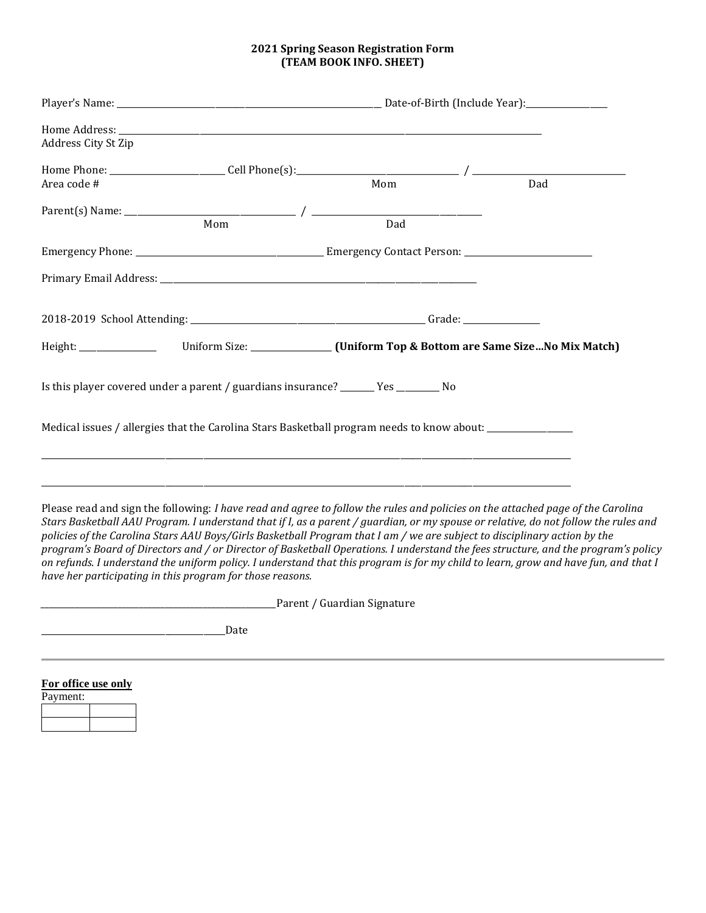**2021 Spring Season Registration Form**
**(TEAM BOOK INFO. SHEET)**

Player's Name: ________________________________________________ Date-of-Birth (Include Year):______________

Home Address: ____________________________________________________________________
Address City St Zip

Home Phone: __________________ Cell Phone(s):_________________________ / _________________________
Area code # Mom Dad

Parent(s) Name: ____________________________ / ____________________________
Mom Dad

Emergency Phone: ________________________________ Emergency Contact Person: _____________________

Primary Email Address: _________________________________________________________

2018-2019 School Attending: ______________________________________ Grade: ____________

Height: ____________ Uniform Size: _____________ **(Uniform Top & Bottom are Same Size…No Mix Match)**

Is this player covered under a parent / guardians insurance? ______ Yes _______ No

Medical issues / allergies that the Carolina Stars Basketball program needs to know about: ______________

___________________________________________________________________________________________

___________________________________________________________________________________________

Please read and sign the following: *I have read and agree to follow the rules and policies on the attached page of the Carolina Stars Basketball AAU Program. I understand that if I, as a parent / guardian, or my spouse or relative, do not follow the rules and policies of the Carolina Stars AAU Boys/Girls Basketball Program that I am / we are subject to disciplinary action by the program's Board of Directors and / or Director of Basketball Operations. I understand the fees structure, and the program's policy on refunds. I understand the uniform policy. I understand that this program is for my child to learn, grow and have fun, and that I have her participating in this program for those reasons.*

________________________________________Parent / Guardian Signature

______________________________Date

---

**For office use only**

Payment:

| | |
|---|---|
| | |
| | |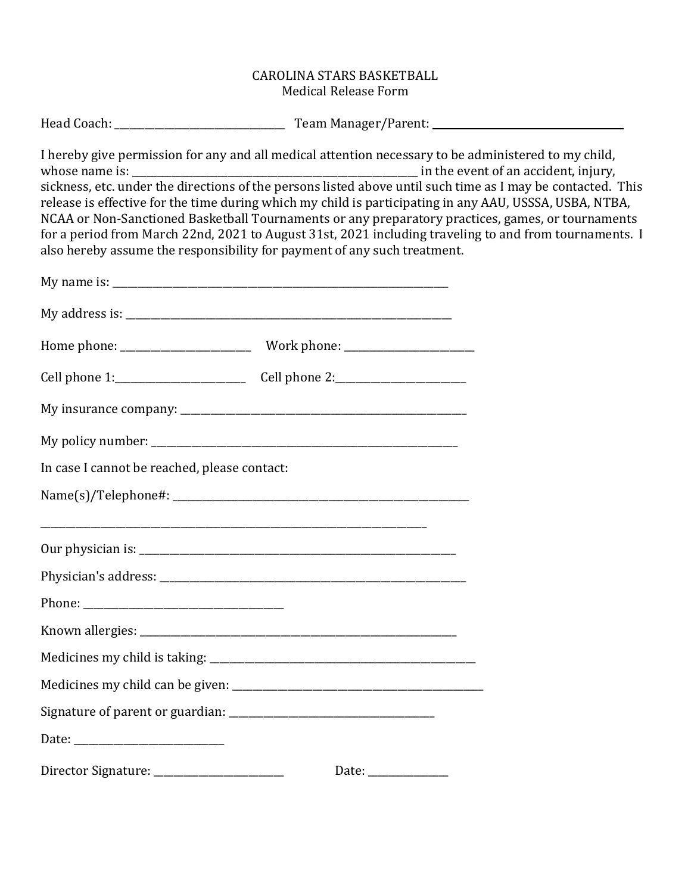CAROLINA STARS BASKETBALL

Medical Release Form

Head Coach: ________________________________ Team Manager/Parent: ________________________________

I hereby give permission for any and all medical attention necessary to be administered to my child, whose name is: ________________________________________________ in the event of an accident, injury, sickness, etc. under the directions of the persons listed above until such time as I may be contacted. This release is effective for the time during which my child is participating in any AAU, USSSA, USBA, NTBA, NCAA or Non-Sanctioned Basketball Tournaments or any preparatory practices, games, or tournaments for a period from March 22nd, 2021 to August 31st, 2021 including traveling to and from tournaments. I also hereby assume the responsibility for payment of any such treatment.

My name is: ________________________________________________________________

My address is: ______________________________________________________________

Home phone: ________________________ Work phone: ________________________

Cell phone 1:________________________ Cell phone 2:________________________

My insurance company: ______________________________________________________

My policy number: __________________________________________________________

In case I cannot be reached, please contact:

Name(s)/Telephone#: ________________________________________________________

______________________________________________________________________________

Our physician is: ___________________________________________________________

Physician's address: ________________________________________________________

Phone: ______________________________________

Known allergies: ___________________________________________________________

Medicines my child is taking: _________________________________________________

Medicines my child can be given: ______________________________________________

Signature of parent or guardian: ______________________________________

Date: ____________________________

Director Signature: ________________________ Date: ______________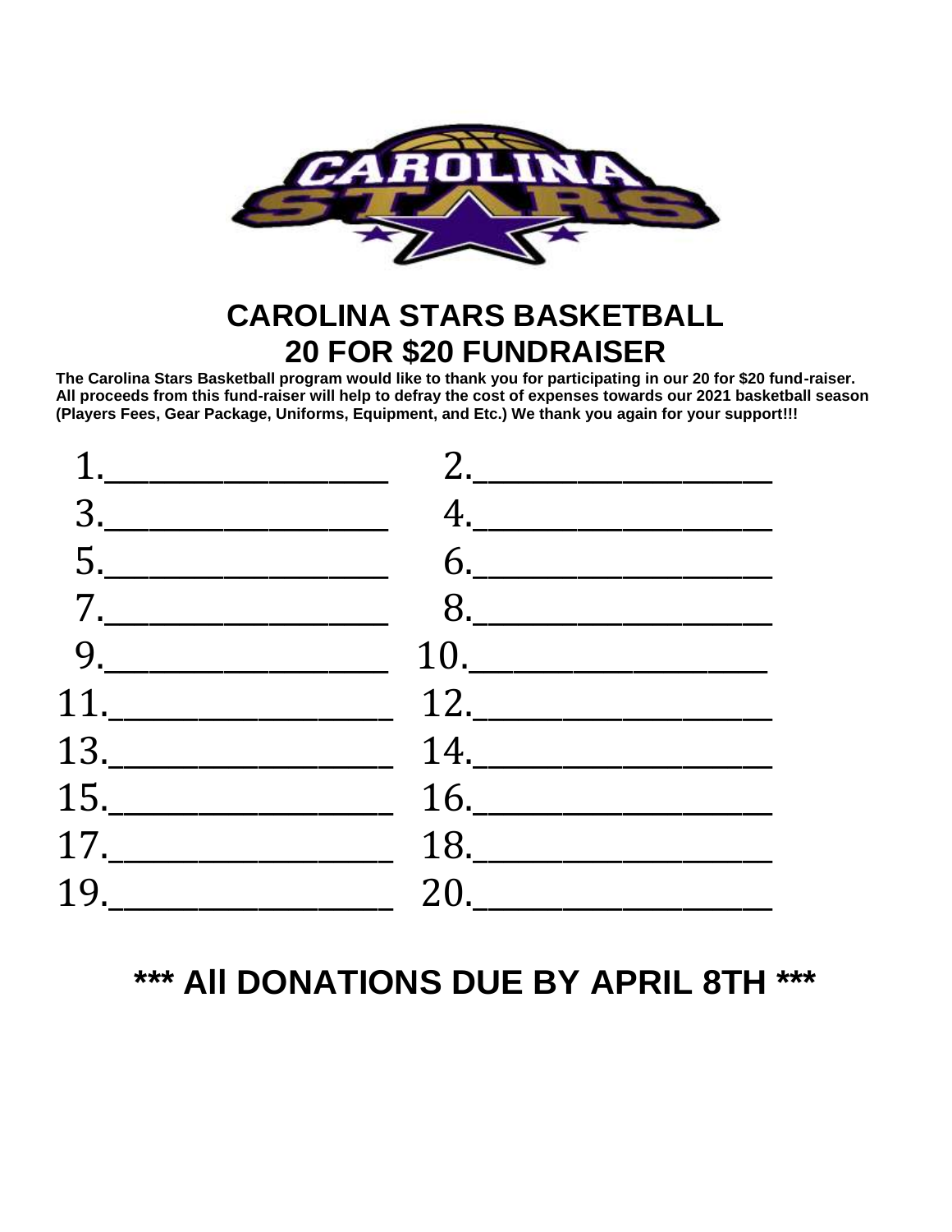# CAROLINA STARS BASKETBALL
# 20 FOR $20 FUNDRAISER

**The Carolina Stars Basketball program would like to thank you for participating in our 20 for $20 fund-raiser. All proceeds from this fund-raiser will help to defray the cost of expenses towards our 2021 basketball season (Players Fees, Gear Package, Uniforms, Equipment, and Etc.) We thank you again for your support!!!**

| | |
|---|---|
| 1.__________________ | 2.__________________ |
| 3.__________________ | 4.__________________ |
| 5.__________________ | 6.__________________ |
| 7.__________________ | 8.__________________ |
| 9.__________________ | 10.__________________ |
| 11.__________________ | 12.__________________ |
| 13.__________________ | 14.__________________ |
| 15.__________________ | 16.__________________ |
| 17.__________________ | 18.__________________ |
| 19.__________________ | 20.__________________ |

## *** All DONATIONS DUE BY APRIL 8TH ***